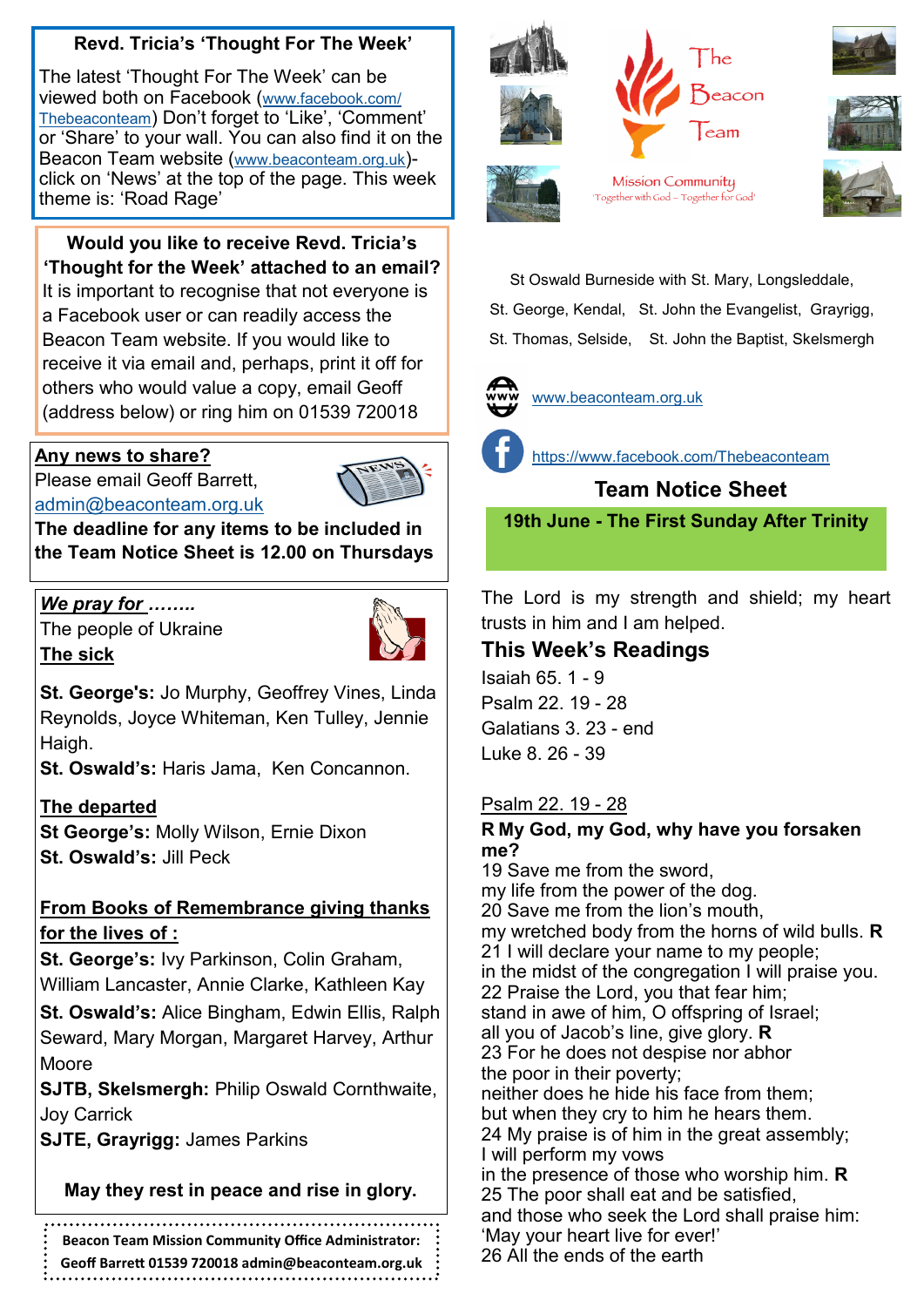## Revd. Tricia's 'Thought For The Week'

The latest 'Thought For The Week' can be viewed both on Facebook (www.facebook.com/Thebeaconteam) Don't forget to 'Like', 'Comment' or 'Share' to your wall. You can also find it on the Beacon Team website (www.beaconteam.org.uk)- click on 'News' at the top of the page. This week theme is: 'Road Rage'

**Would you like to receive Revd. Tricia's 'Thought for the Week' attached to an email?**
It is important to recognise that not everyone is a Facebook user or can readily access the Beacon Team website. If you would like to receive it via email and, perhaps, print it off for others who would value a copy, email Geoff (address below) or ring him on 01539 720018

**Any news to share?**
Please email Geoff Barrett, admin@beaconteam.org.uk
**The deadline for any items to be included in the Team Notice Sheet is 12.00 on Thursdays**

***We pray for ……..***
The people of Ukraine
**The sick**

**St. George's:** Jo Murphy, Geoffrey Vines, Linda Reynolds, Joyce Whiteman, Ken Tulley, Jennie Haigh.
**St. Oswald's:** Haris Jama, Ken Concannon.

**The departed**
**St George's:** Molly Wilson, Ernie Dixon
**St. Oswald's:** Jill Peck

**From Books of Remembrance giving thanks for the lives of :**
**St. George's:** Ivy Parkinson, Colin Graham, William Lancaster, Annie Clarke, Kathleen Kay
**St. Oswald's:** Alice Bingham, Edwin Ellis, Ralph Seward, Mary Morgan, Margaret Harvey, Arthur Moore
**SJTB, Skelsmergh:** Philip Oswald Cornthwaite, Joy Carrick
**SJTE, Grayrigg:** James Parkins

**May they rest in peace and rise in glory.**

**Beacon Team Mission Community Office Administrator: Geoff Barrett 01539 720018 admin@beaconteam.org.uk**

# The Beacon Team

Mission Community
'Together with God – Together for God'

St Oswald Burneside with St. Mary, Longsleddale,
St. George, Kendal, St. John the Evangelist, Grayrigg,
St. Thomas, Selside, St. John the Baptist, Skelsmergh

www.beaconteam.org.uk

https://www.facebook.com/Thebeaconteam

## Team Notice Sheet

**19th June - The First Sunday After Trinity**

The Lord is my strength and shield; my heart trusts in him and I am helped.

## This Week's Readings

Isaiah 65. 1 - 9
Psalm 22. 19 - 28
Galatians 3. 23 - end
Luke 8. 26 - 39

Psalm 22. 19 - 28

**R My God, my God, why have you forsaken me?**
19 Save me from the sword,
my life from the power of the dog.
20 Save me from the lion's mouth,
my wretched body from the horns of wild bulls. **R**
21 I will declare your name to my people;
in the midst of the congregation I will praise you.
22 Praise the Lord, you that fear him;
stand in awe of him, O offspring of Israel;
all you of Jacob's line, give glory. **R**
23 For he does not despise nor abhor
the poor in their poverty;
neither does he hide his face from them;
but when they cry to him he hears them.
24 My praise is of him in the great assembly;
I will perform my vows
in the presence of those who worship him. **R**
25 The poor shall eat and be satisfied,
and those who seek the Lord shall praise him:
'May your heart live for ever!'
26 All the ends of the earth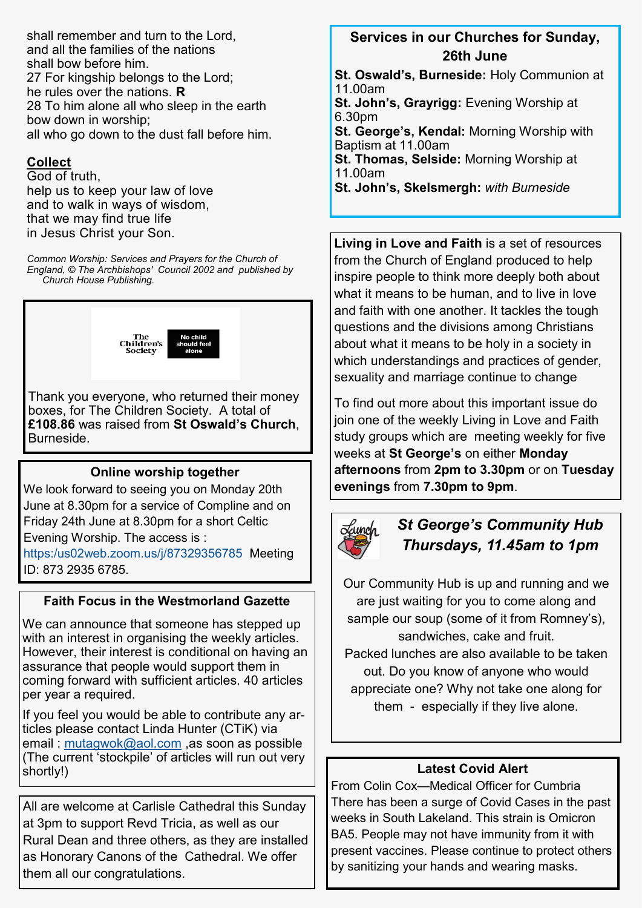shall remember and turn to the Lord,
and all the families of the nations
shall bow before him.
27 For kingship belongs to the Lord;
he rules over the nations. **R**
28 To him alone all who sleep in the earth
bow down in worship;
all who go down to the dust fall before him.

**Collect**
God of truth,
help us to keep your law of love
and to walk in ways of wisdom,
that we may find true life
in Jesus Christ your Son.

*Common Worship: Services and Prayers for the Church of England, © The Archbishops' Council 2002 and published by Church House Publishing.*

The Children's Society — No child should feel alone

Thank you everyone, who returned their money boxes, for The Children Society. A total of **£108.86** was raised from **St Oswald's Church**, Burneside.

### Online worship together

We look forward to seeing you on Monday 20th June at 8.30pm for a service of Compline and on Friday 24th June at 8.30pm for a short Celtic Evening Worship. The access is : https:/us02web.zoom.us/j/87329356785 Meeting ID: 873 2935 6785.

### Faith Focus in the Westmorland Gazette

We can announce that someone has stepped up with an interest in organising the weekly articles. However, their interest is conditional on having an assurance that people would support them in coming forward with sufficient articles. 40 articles per year a required.

If you feel you would be able to contribute any articles please contact Linda Hunter (CTiK) via email : mutagwok@aol.com ,as soon as possible (The current 'stockpile' of articles will run out very shortly!)

All are welcome at Carlisle Cathedral this Sunday at 3pm to support Revd Tricia, as well as our Rural Dean and three others, as they are installed as Honorary Canons of the Cathedral. We offer them all our congratulations.

### Services in our Churches for Sunday, 26th June

**St. Oswald's, Burneside:** Holy Communion at 11.00am
**St. John's, Grayrigg:** Evening Worship at 6.30pm
**St. George's, Kendal:** Morning Worship with Baptism at 11.00am
**St. Thomas, Selside:** Morning Worship at 11.00am
**St. John's, Skelsmergh:** *with Burneside*

**Living in Love and Faith** is a set of resources from the Church of England produced to help inspire people to think more deeply both about what it means to be human, and to live in love and faith with one another. It tackles the tough questions and the divisions among Christians about what it means to be holy in a society in which understandings and practices of gender, sexuality and marriage continue to change

To find out more about this important issue do join one of the weekly Living in Love and Faith study groups which are meeting weekly for five weeks at **St George's** on either **Monday afternoons** from **2pm to 3.30pm** or on **Tuesday evenings** from **7.30pm to 9pm**.

### *St George's Community Hub Thursdays, 11.45am to 1pm*

Our Community Hub is up and running and we are just waiting for you to come along and sample our soup (some of it from Romney's), sandwiches, cake and fruit.
Packed lunches are also available to be taken out. Do you know of anyone who would appreciate one? Why not take one along for them - especially if they live alone.

### Latest Covid Alert

From Colin Cox—Medical Officer for Cumbria
There has been a surge of Covid Cases in the past weeks in South Lakeland. This strain is Omicron BA5. People may not have immunity from it with present vaccines. Please continue to protect others by sanitizing your hands and wearing masks.